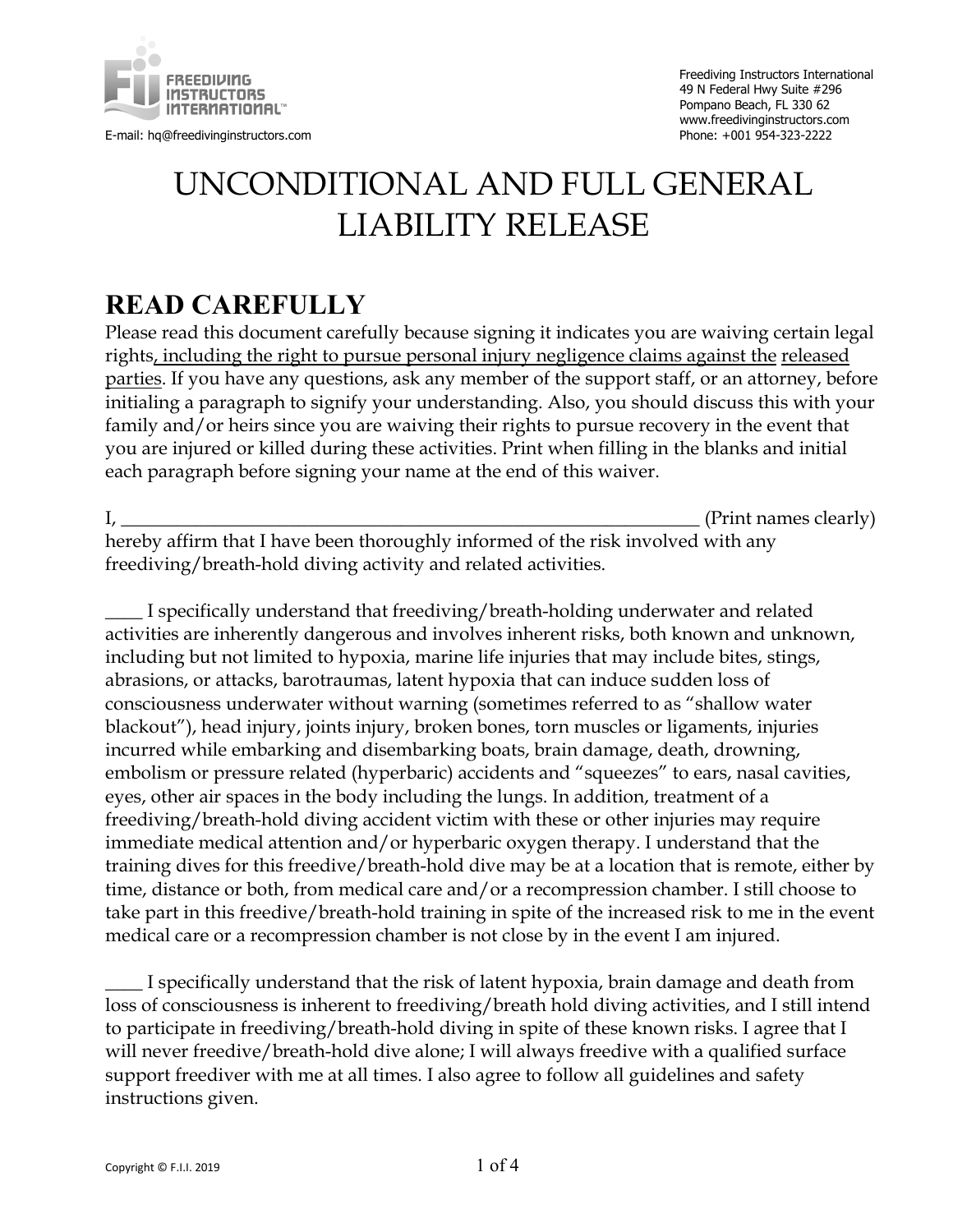Freediving Instructors International
49 N Federal Hwy Suite #296
Pompano Beach, FL 330 62
www.freedivinginstructors.com
Phone: +001 954-323-2222

E-mail: hq@freedivinginstructors.com

# UNCONDITIONAL AND FULL GENERAL LIABILITY RELEASE

## READ CAREFULLY

Please read this document carefully because signing it indicates you are waiving certain legal rights, including the right to pursue personal injury negligence claims against the released parties. If you have any questions, ask any member of the support staff, or an attorney, before initialing a paragraph to signify your understanding. Also, you should discuss this with your family and/or heirs since you are waiving their rights to pursue recovery in the event that you are injured or killed during these activities. Print when filling in the blanks and initial each paragraph before signing your name at the end of this waiver.

I, ________________________________________________________________ (Print names clearly) hereby affirm that I have been thoroughly informed of the risk involved with any freediving/breath-hold diving activity and related activities.

____ I specifically understand that freediving/breath-holding underwater and related activities are inherently dangerous and involves inherent risks, both known and unknown, including but not limited to hypoxia, marine life injuries that may include bites, stings, abrasions, or attacks, barotraumas, latent hypoxia that can induce sudden loss of consciousness underwater without warning (sometimes referred to as "shallow water blackout"), head injury, joints injury, broken bones, torn muscles or ligaments, injuries incurred while embarking and disembarking boats, brain damage, death, drowning, embolism or pressure related (hyperbaric) accidents and "squeezes" to ears, nasal cavities, eyes, other air spaces in the body including the lungs. In addition, treatment of a freediving/breath-hold diving accident victim with these or other injuries may require immediate medical attention and/or hyperbaric oxygen therapy. I understand that the training dives for this freedive/breath-hold dive may be at a location that is remote, either by time, distance or both, from medical care and/or a recompression chamber. I still choose to take part in this freedive/breath-hold training in spite of the increased risk to me in the event medical care or a recompression chamber is not close by in the event I am injured.

____ I specifically understand that the risk of latent hypoxia, brain damage and death from loss of consciousness is inherent to freediving/breath hold diving activities, and I still intend to participate in freediving/breath-hold diving in spite of these known risks. I agree that I will never freedive/breath-hold dive alone; I will always freedive with a qualified surface support freediver with me at all times. I also agree to follow all guidelines and safety instructions given.

Copyright © F.I.I. 2019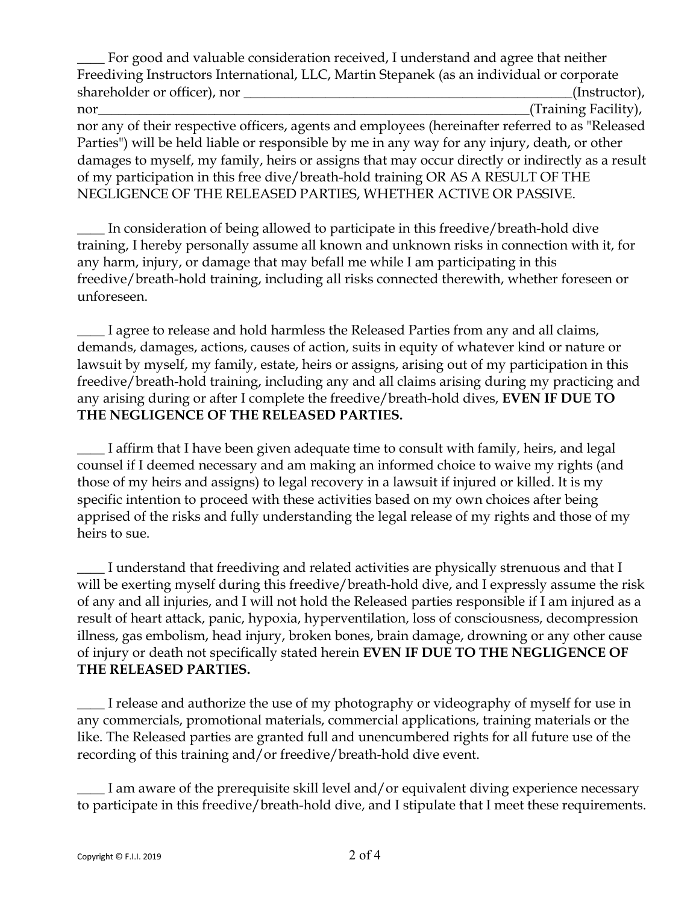____ For good and valuable consideration received, I understand and agree that neither Freediving Instructors International, LLC, Martin Stepanek (as an individual or corporate shareholder or officer), nor __________________________________________________(Instructor), nor__________________________________________________________________(Training Facility), nor any of their respective officers, agents and employees (hereinafter referred to as "Released Parties") will be held liable or responsible by me in any way for any injury, death, or other damages to myself, my family, heirs or assigns that may occur directly or indirectly as a result of my participation in this free dive/breath-hold training OR AS A RESULT OF THE NEGLIGENCE OF THE RELEASED PARTIES, WHETHER ACTIVE OR PASSIVE.

____ In consideration of being allowed to participate in this freedive/breath-hold dive training, I hereby personally assume all known and unknown risks in connection with it, for any harm, injury, or damage that may befall me while I am participating in this freedive/breath-hold training, including all risks connected therewith, whether foreseen or unforeseen.

____ I agree to release and hold harmless the Released Parties from any and all claims, demands, damages, actions, causes of action, suits in equity of whatever kind or nature or lawsuit by myself, my family, estate, heirs or assigns, arising out of my participation in this freedive/breath-hold training, including any and all claims arising during my practicing and any arising during or after I complete the freedive/breath-hold dives, **EVEN IF DUE TO THE NEGLIGENCE OF THE RELEASED PARTIES.**

____ I affirm that I have been given adequate time to consult with family, heirs, and legal counsel if I deemed necessary and am making an informed choice to waive my rights (and those of my heirs and assigns) to legal recovery in a lawsuit if injured or killed. It is my specific intention to proceed with these activities based on my own choices after being apprised of the risks and fully understanding the legal release of my rights and those of my heirs to sue.

____ I understand that freediving and related activities are physically strenuous and that I will be exerting myself during this freedive/breath-hold dive, and I expressly assume the risk of any and all injuries, and I will not hold the Released parties responsible if I am injured as a result of heart attack, panic, hypoxia, hyperventilation, loss of consciousness, decompression illness, gas embolism, head injury, broken bones, brain damage, drowning or any other cause of injury or death not specifically stated herein **EVEN IF DUE TO THE NEGLIGENCE OF THE RELEASED PARTIES.**

____ I release and authorize the use of my photography or videography of myself for use in any commercials, promotional materials, commercial applications, training materials or the like. The Released parties are granted full and unencumbered rights for all future use of the recording of this training and/or freedive/breath-hold dive event.

____ I am aware of the prerequisite skill level and/or equivalent diving experience necessary to participate in this freedive/breath-hold dive, and I stipulate that I meet these requirements.

Copyright © F.I.I. 2019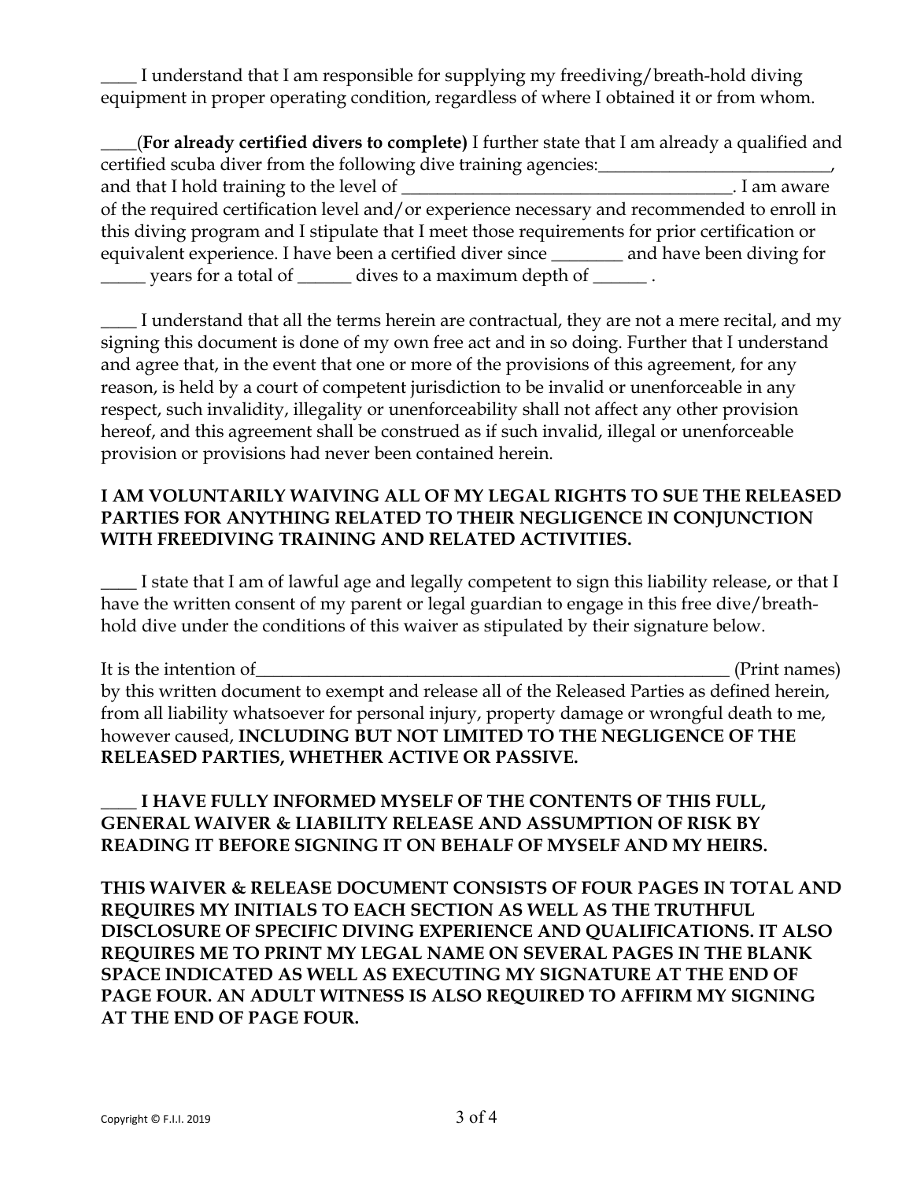____ I understand that I am responsible for supplying my freediving/breath-hold diving equipment in proper operating condition, regardless of where I obtained it or from whom.

____(**For already certified divers to complete)** I further state that I am already a qualified and certified scuba diver from the following dive training agencies:__________________________, and that I hold training to the level of ______________________________________. I am aware of the required certification level and/or experience necessary and recommended to enroll in this diving program and I stipulate that I meet those requirements for prior certification or equivalent experience. I have been a certified diver since ________ and have been diving for _____ years for a total of ______ dives to a maximum depth of ______ .

____ I understand that all the terms herein are contractual, they are not a mere recital, and my signing this document is done of my own free act and in so doing. Further that I understand and agree that, in the event that one or more of the provisions of this agreement, for any reason, is held by a court of competent jurisdiction to be invalid or unenforceable in any respect, such invalidity, illegality or unenforceability shall not affect any other provision hereof, and this agreement shall be construed as if such invalid, illegal or unenforceable provision or provisions had never been contained herein.

**I AM VOLUNTARILY WAIVING ALL OF MY LEGAL RIGHTS TO SUE THE RELEASED PARTIES FOR ANYTHING RELATED TO THEIR NEGLIGENCE IN CONJUNCTION WITH FREEDIVING TRAINING AND RELATED ACTIVITIES.**

____ I state that I am of lawful age and legally competent to sign this liability release, or that I have the written consent of my parent or legal guardian to engage in this free dive/breath-hold dive under the conditions of this waiver as stipulated by their signature below.

It is the intention of________________________________________________________ (Print names) by this written document to exempt and release all of the Released Parties as defined herein, from all liability whatsoever for personal injury, property damage or wrongful death to me, however caused, **INCLUDING BUT NOT LIMITED TO THE NEGLIGENCE OF THE RELEASED PARTIES, WHETHER ACTIVE OR PASSIVE.**

**____ I HAVE FULLY INFORMED MYSELF OF THE CONTENTS OF THIS FULL, GENERAL WAIVER & LIABILITY RELEASE AND ASSUMPTION OF RISK BY READING IT BEFORE SIGNING IT ON BEHALF OF MYSELF AND MY HEIRS.**

**THIS WAIVER & RELEASE DOCUMENT CONSISTS OF FOUR PAGES IN TOTAL AND REQUIRES MY INITIALS TO EACH SECTION AS WELL AS THE TRUTHFUL DISCLOSURE OF SPECIFIC DIVING EXPERIENCE AND QUALIFICATIONS. IT ALSO REQUIRES ME TO PRINT MY LEGAL NAME ON SEVERAL PAGES IN THE BLANK SPACE INDICATED AS WELL AS EXECUTING MY SIGNATURE AT THE END OF PAGE FOUR. AN ADULT WITNESS IS ALSO REQUIRED TO AFFIRM MY SIGNING AT THE END OF PAGE FOUR.**

Copyright © F.I.I. 2019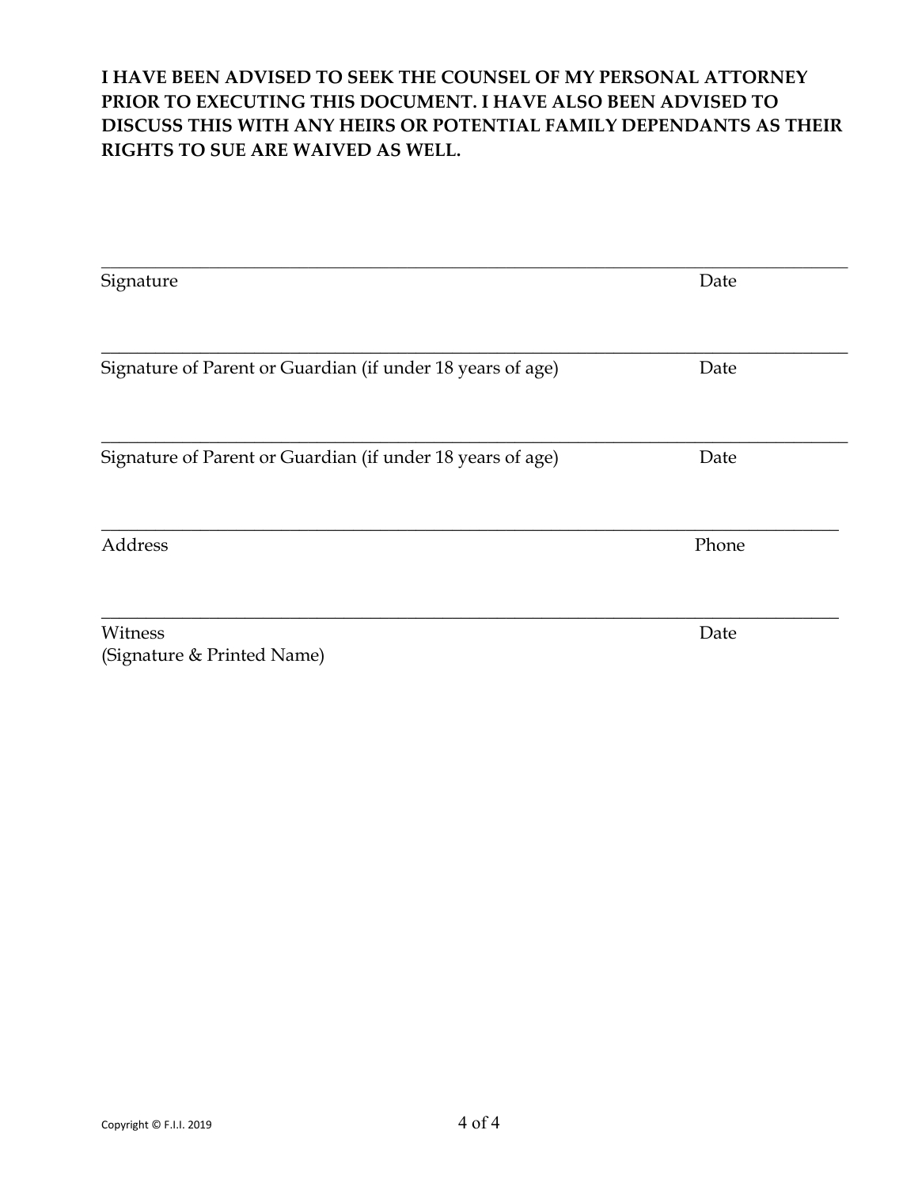**I HAVE BEEN ADVISED TO SEEK THE COUNSEL OF MY PERSONAL ATTORNEY PRIOR TO EXECUTING THIS DOCUMENT. I HAVE ALSO BEEN ADVISED TO DISCUSS THIS WITH ANY HEIRS OR POTENTIAL FAMILY DEPENDANTS AS THEIR RIGHTS TO SUE ARE WAIVED AS WELL.**

\_\_\_\_\_\_\_\_\_\_\_\_\_\_\_\_\_\_\_\_\_\_\_\_\_\_\_\_\_\_\_\_\_\_\_\_\_\_\_\_\_\_\_\_\_\_\_\_\_\_\_\_\_\_\_\_\_\_\_\_\_\_\_\_\_\_\_\_\_\_\_\_\_\_\_\_

Signature                                                                                    Date

\_\_\_\_\_\_\_\_\_\_\_\_\_\_\_\_\_\_\_\_\_\_\_\_\_\_\_\_\_\_\_\_\_\_\_\_\_\_\_\_\_\_\_\_\_\_\_\_\_\_\_\_\_\_\_\_\_\_\_\_\_\_\_\_\_\_\_\_\_\_\_\_\_\_\_\_

Signature of Parent or Guardian (if under 18 years of age)                    Date

\_\_\_\_\_\_\_\_\_\_\_\_\_\_\_\_\_\_\_\_\_\_\_\_\_\_\_\_\_\_\_\_\_\_\_\_\_\_\_\_\_\_\_\_\_\_\_\_\_\_\_\_\_\_\_\_\_\_\_\_\_\_\_\_\_\_\_\_\_\_\_\_\_\_\_\_

Signature of Parent or Guardian (if under 18 years of age)                    Date

\_\_\_\_\_\_\_\_\_\_\_\_\_\_\_\_\_\_\_\_\_\_\_\_\_\_\_\_\_\_\_\_\_\_\_\_\_\_\_\_\_\_\_\_\_\_\_\_\_\_\_\_\_\_\_\_\_\_\_\_\_\_\_\_\_\_\_\_\_\_\_\_\_\_\_\_

Address                                                                                      Phone

\_\_\_\_\_\_\_\_\_\_\_\_\_\_\_\_\_\_\_\_\_\_\_\_\_\_\_\_\_\_\_\_\_\_\_\_\_\_\_\_\_\_\_\_\_\_\_\_\_\_\_\_\_\_\_\_\_\_\_\_\_\_\_\_\_\_\_\_\_\_\_\_\_\_\_\_

Witness                                                                                       Date
(Signature & Printed Name)

Copyright © F.I.I. 2019